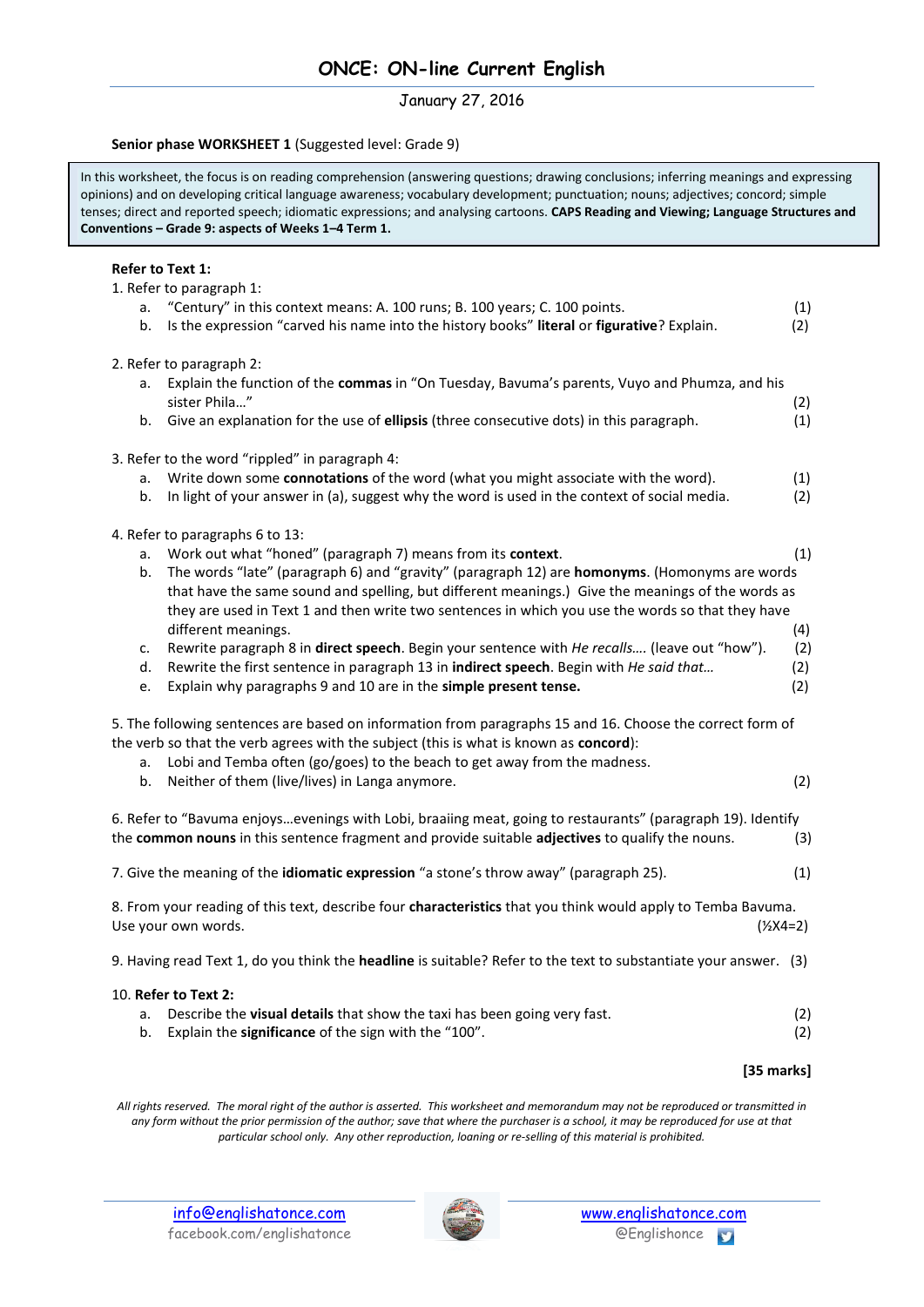# ONCE: ON-line Current English

January 27, 2016

**Senior phase WORKSHEET 1** (Suggested level: Grade 9)

In this worksheet, the focus is on reading comprehension (answering questions; drawing conclusions; inferring meanings and expressing opinions) and on developing critical language awareness; vocabulary development; punctuation; nouns; adjectives; concord; simple tenses; direct and reported speech; idiomatic expressions; and analysing cartoons. **CAPS Reading and Viewing; Language Structures and Conventions – Grade 9: aspects of Weeks 1–4 Term 1.**

**Refer to Text 1:**

1. Refer to paragraph 1:
   a. "Century" in this context means: A. 100 runs; B. 100 years; C. 100 points. (1)
   b. Is the expression "carved his name into the history books" **literal** or **figurative**? Explain. (2)

2. Refer to paragraph 2:
   a. Explain the function of the **commas** in "On Tuesday, Bavuma's parents, Vuyo and Phumza, and his sister Phila…" (2)
   b. Give an explanation for the use of **ellipsis** (three consecutive dots) in this paragraph. (1)

3. Refer to the word "rippled" in paragraph 4:
   a. Write down some **connotations** of the word (what you might associate with the word). (1)
   b. In light of your answer in (a), suggest why the word is used in the context of social media. (2)

4. Refer to paragraphs 6 to 13:
   a. Work out what "honed" (paragraph 7) means from its **context**. (1)
   b. The words "late" (paragraph 6) and "gravity" (paragraph 12) are **homonyms**. (Homonyms are words that have the same sound and spelling, but different meanings.) Give the meanings of the words as they are used in Text 1 and then write two sentences in which you use the words so that they have different meanings. (4)
   c. Rewrite paragraph 8 in **direct speech**. Begin your sentence with *He recalls….* (leave out "how"). (2)
   d. Rewrite the first sentence in paragraph 13 in **indirect speech**. Begin with *He said that…* (2)
   e. Explain why paragraphs 9 and 10 are in the **simple present tense.** (2)

5. The following sentences are based on information from paragraphs 15 and 16. Choose the correct form of the verb so that the verb agrees with the subject (this is what is known as **concord**):
   a. Lobi and Temba often (go/goes) to the beach to get away from the madness.
   b. Neither of them (live/lives) in Langa anymore. (2)

6. Refer to "Bavuma enjoys…evenings with Lobi, braaiing meat, going to restaurants" (paragraph 19). Identify the **common nouns** in this sentence fragment and provide suitable **adjectives** to qualify the nouns. (3)

7. Give the meaning of the **idiomatic expression** "a stone's throw away" (paragraph 25). (1)

8. From your reading of this text, describe four **characteristics** that you think would apply to Temba Bavuma. Use your own words. (½X4=2)

9. Having read Text 1, do you think the **headline** is suitable? Refer to the text to substantiate your answer. (3)

10. **Refer to Text 2:**
    a. Describe the **visual details** that show the taxi has been going very fast. (2)
    b. Explain the **significance** of the sign with the "100". (2)

**[35 marks]**

*All rights reserved. The moral right of the author is asserted. This worksheet and memorandum may not be reproduced or transmitted in any form without the prior permission of the author; save that where the purchaser is a school, it may be reproduced for use at that particular school only. Any other reproduction, loaning or re-selling of this material is prohibited.*

info@englishatonce.com
facebook.com/englishatonce

www.englishatonce.com
@Englishonce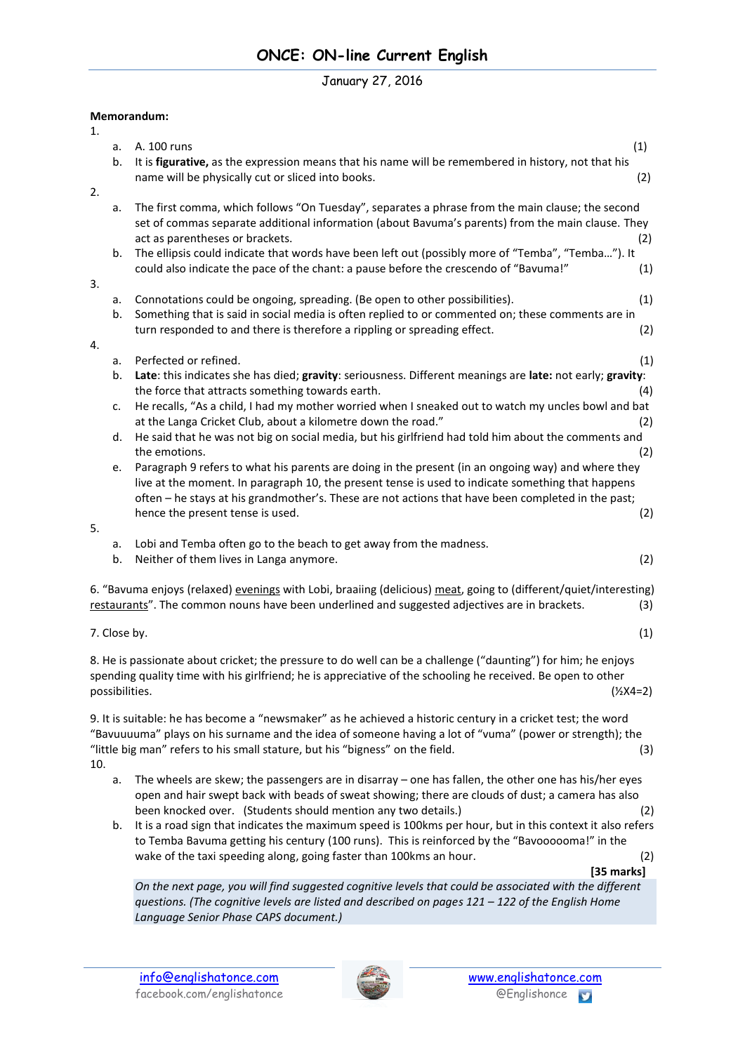**Memorandum:**

1.
   a. A. 100 runs (1)
   b. It is **figurative,** as the expression means that his name will be remembered in history, not that his name will be physically cut or sliced into books. (2)

2.
   a. The first comma, which follows "On Tuesday", separates a phrase from the main clause; the second set of commas separate additional information (about Bavuma's parents) from the main clause. They act as parentheses or brackets. (2)
   b. The ellipsis could indicate that words have been left out (possibly more of "Temba", "Temba…"). It could also indicate the pace of the chant: a pause before the crescendo of "Bavuma!" (1)

3.
   a. Connotations could be ongoing, spreading. (Be open to other possibilities). (1)
   b. Something that is said in social media is often replied to or commented on; these comments are in turn responded to and there is therefore a rippling or spreading effect. (2)

4.
   a. Perfected or refined. (1)
   b. **Late**: this indicates she has died; **gravity**: seriousness. Different meanings are **late:** not early; **gravity**: the force that attracts something towards earth. (4)
   c. He recalls, "As a child, I had my mother worried when I sneaked out to watch my uncles bowl and bat at the Langa Cricket Club, about a kilometre down the road." (2)
   d. He said that he was not big on social media, but his girlfriend had told him about the comments and the emotions. (2)
   e. Paragraph 9 refers to what his parents are doing in the present (in an ongoing way) and where they live at the moment. In paragraph 10, the present tense is used to indicate something that happens often – he stays at his grandmother's. These are not actions that have been completed in the past; hence the present tense is used. (2)

5.
   a. Lobi and Temba often go to the beach to get away from the madness.
   b. Neither of them lives in Langa anymore. (2)

6. "Bavuma enjoys (relaxed) <u>evenings</u> with Lobi, braaiing (delicious) <u>meat</u>, going to (different/quiet/interesting) <u>restaurants</u>". The common nouns have been underlined and suggested adjectives are in brackets. (3)

7. Close by. (1)

8. He is passionate about cricket; the pressure to do well can be a challenge ("daunting") for him; he enjoys spending quality time with his girlfriend; he is appreciative of the schooling he received. Be open to other possibilities. (½X4=2)

9. It is suitable: he has become a "newsmaker" as he achieved a historic century in a cricket test; the word "Bavuuuuma" plays on his surname and the idea of someone having a lot of "vuma" (power or strength); the "little big man" refers to his small stature, but his "bigness" on the field. (3)

10.
   a. The wheels are skew; the passengers are in disarray – one has fallen, the other one has his/her eyes open and hair swept back with beads of sweat showing; there are clouds of dust; a camera has also been knocked over. (Students should mention any two details.) (2)
   b. It is a road sign that indicates the maximum speed is 100kms per hour, but in this context it also refers to Temba Bavuma getting his century (100 runs). This is reinforced by the "Bavoooooma!" in the wake of the taxi speeding along, going faster than 100kms an hour. (2)

**[35 marks]**

*On the next page, you will find suggested cognitive levels that could be associated with the different questions. (The cognitive levels are listed and described on pages 121 – 122 of the English Home Language Senior Phase CAPS document.)*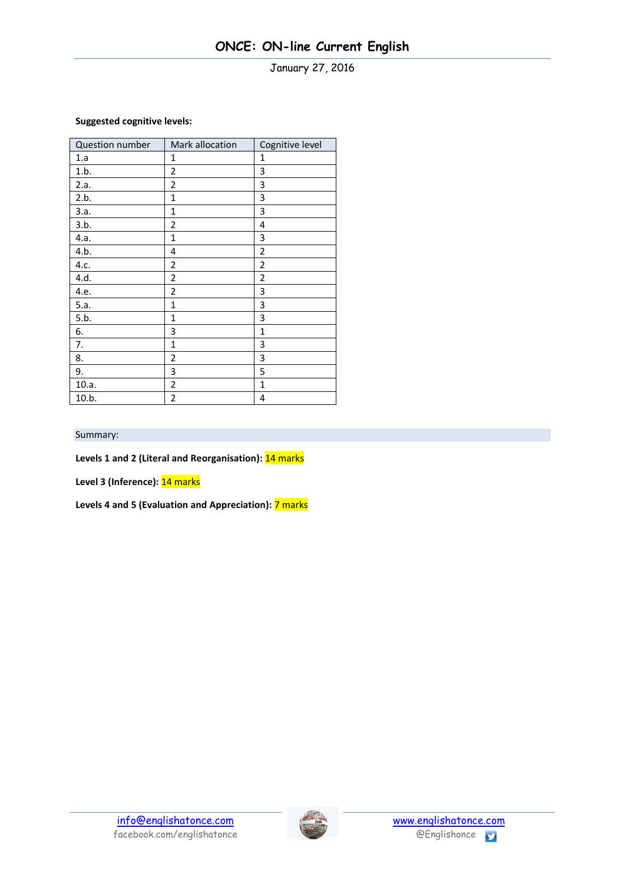**Suggested cognitive levels:**

| Question number | Mark allocation | Cognitive level |
|---|---|---|
| 1.a | 1 | 1 |
| 1.b. | 2 | 3 |
| 2.a. | 2 | 3 |
| 2.b. | 1 | 3 |
| 3.a. | 1 | 3 |
| 3.b. | 2 | 4 |
| 4.a. | 1 | 3 |
| 4.b. | 4 | 2 |
| 4.c. | 2 | 2 |
| 4.d. | 2 | 2 |
| 4.e. | 2 | 3 |
| 5.a. | 1 | 3 |
| 5.b. | 1 | 3 |
| 6. | 3 | 1 |
| 7. | 1 | 3 |
| 8. | 2 | 3 |
| 9. | 3 | 5 |
| 10.a. | 2 | 1 |
| 10.b. | 2 | 4 |

Summary:

**Levels 1 and 2 (Literal and Reorganisation):** 14 marks

**Level 3 (Inference):** 14 marks

**Levels 4 and 5 (Evaluation and Appreciation):** 7 marks